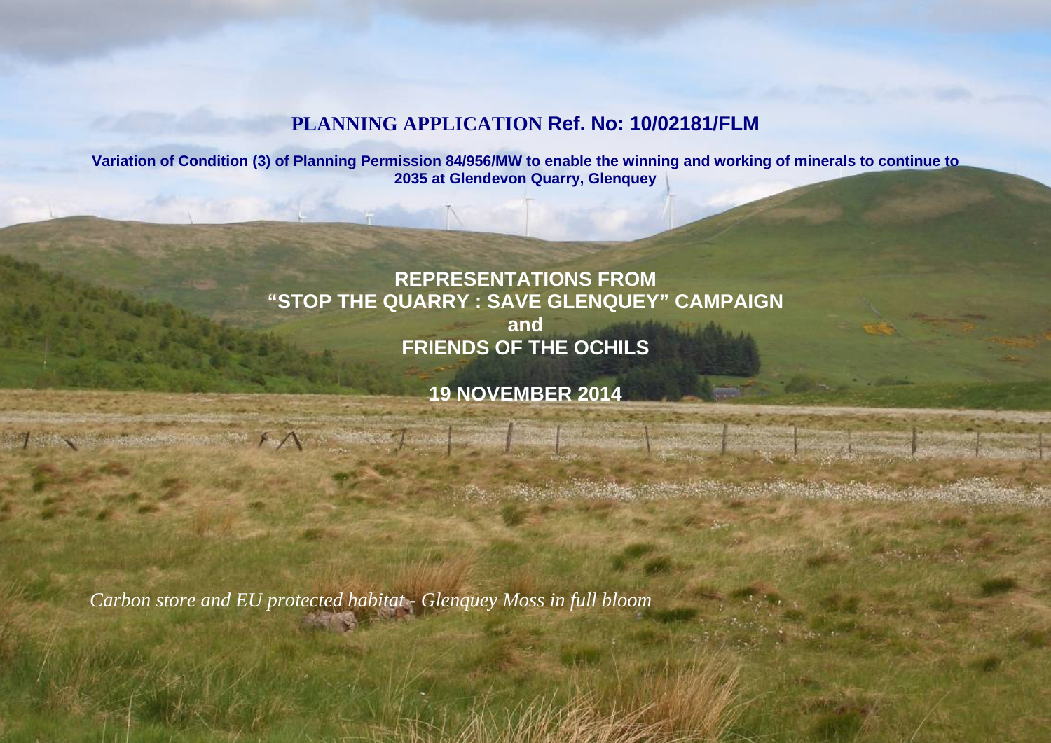# PLANNING APPLICATION Ref. No: 10/02181/FLM

**Variation of Condition (3) of Planning Permission 84/956/MW to enable the winning and working of minerals to continue to 2035 at Glendevon Quarry, Glenquey**

## REPRESENTATIONS FROM "STOP THE QUARRY : SAVE GLENQUEY" CAMPAIGN and FRIENDS OF THE OCHILS

**19 NOVEMBER 2014**

*Carbon store and EU protected habitat - Glenquey Moss in full bloom*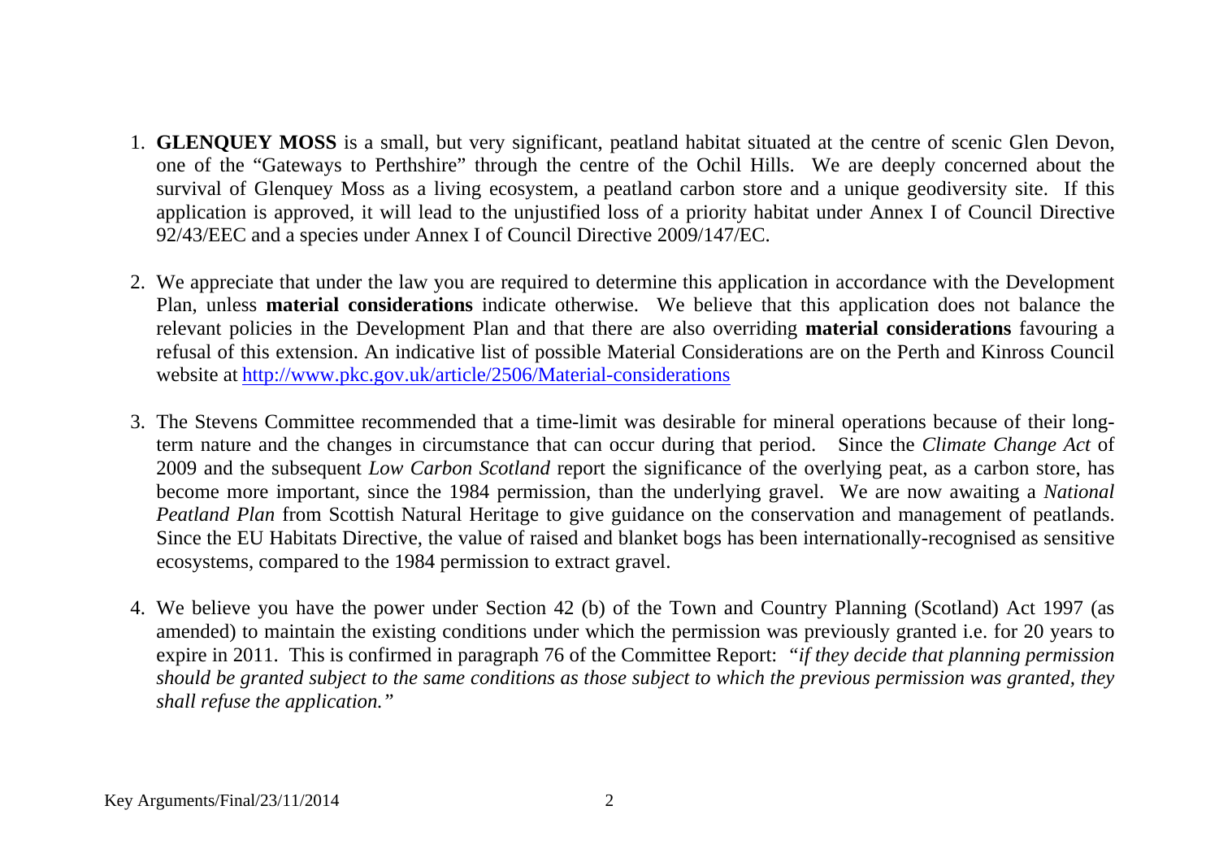1. **GLENQUEY MOSS** is a small, but very significant, peatland habitat situated at the centre of scenic Glen Devon, one of the "Gateways to Perthshire" through the centre of the Ochil Hills. We are deeply concerned about the survival of Glenquey Moss as a living ecosystem, a peatland carbon store and a unique geodiversity site. If this application is approved, it will lead to the unjustified loss of a priority habitat under Annex I of Council Directive 92/43/EEC and a species under Annex I of Council Directive 2009/147/EC.

2. We appreciate that under the law you are required to determine this application in accordance with the Development Plan, unless **material considerations** indicate otherwise. We believe that this application does not balance the relevant policies in the Development Plan and that there are also overriding **material considerations** favouring a refusal of this extension. An indicative list of possible Material Considerations are on the Perth and Kinross Council website at [http://www.pkc.gov.uk/article/2506/Material-considerations](http://www.pkc.gov.uk/article/2506/Material-considerations)

3. The Stevens Committee recommended that a time-limit was desirable for mineral operations because of their long-term nature and the changes in circumstance that can occur during that period. Since the *Climate Change Act* of 2009 and the subsequent *Low Carbon Scotland* report the significance of the overlying peat, as a carbon store, has become more important, since the 1984 permission, than the underlying gravel. We are now awaiting a *National Peatland Plan* from Scottish Natural Heritage to give guidance on the conservation and management of peatlands. Since the EU Habitats Directive, the value of raised and blanket bogs has been internationally-recognised as sensitive ecosystems, compared to the 1984 permission to extract gravel.

4. We believe you have the power under Section 42 (b) of the Town and Country Planning (Scotland) Act 1997 (as amended) to maintain the existing conditions under which the permission was previously granted i.e. for 20 years to expire in 2011. This is confirmed in paragraph 76 of the Committee Report: "*if they decide that planning permission should be granted subject to the same conditions as those subject to which the previous permission was granted, they shall refuse the application.*"

Key Arguments/Final/23/11/2014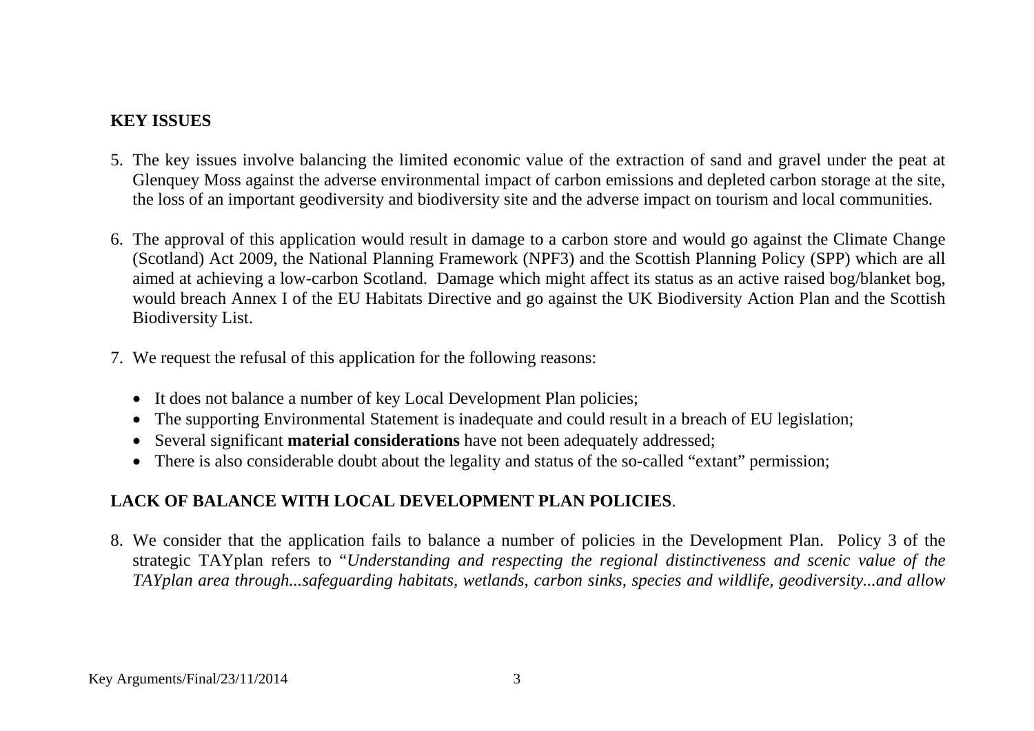## KEY ISSUES

5. The key issues involve balancing the limited economic value of the extraction of sand and gravel under the peat at Glenquey Moss against the adverse environmental impact of carbon emissions and depleted carbon storage at the site, the loss of an important geodiversity and biodiversity site and the adverse impact on tourism and local communities.

6. The approval of this application would result in damage to a carbon store and would go against the Climate Change (Scotland) Act 2009, the National Planning Framework (NPF3) and the Scottish Planning Policy (SPP) which are all aimed at achieving a low-carbon Scotland. Damage which might affect its status as an active raised bog/blanket bog, would breach Annex I of the EU Habitats Directive and go against the UK Biodiversity Action Plan and the Scottish Biodiversity List.

7. We request the refusal of this application for the following reasons:

   - It does not balance a number of key Local Development Plan policies;
   - The supporting Environmental Statement is inadequate and could result in a breach of EU legislation;
   - Several significant **material considerations** have not been adequately addressed;
   - There is also considerable doubt about the legality and status of the so-called "extant" permission;

## LACK OF BALANCE WITH LOCAL DEVELOPMENT PLAN POLICIES.

8. We consider that the application fails to balance a number of policies in the Development Plan. Policy 3 of the strategic TAYplan refers to "*Understanding and respecting the regional distinctiveness and scenic value of the TAYplan area through...safeguarding habitats, wetlands, carbon sinks, species and wildlife, geodiversity...and allow*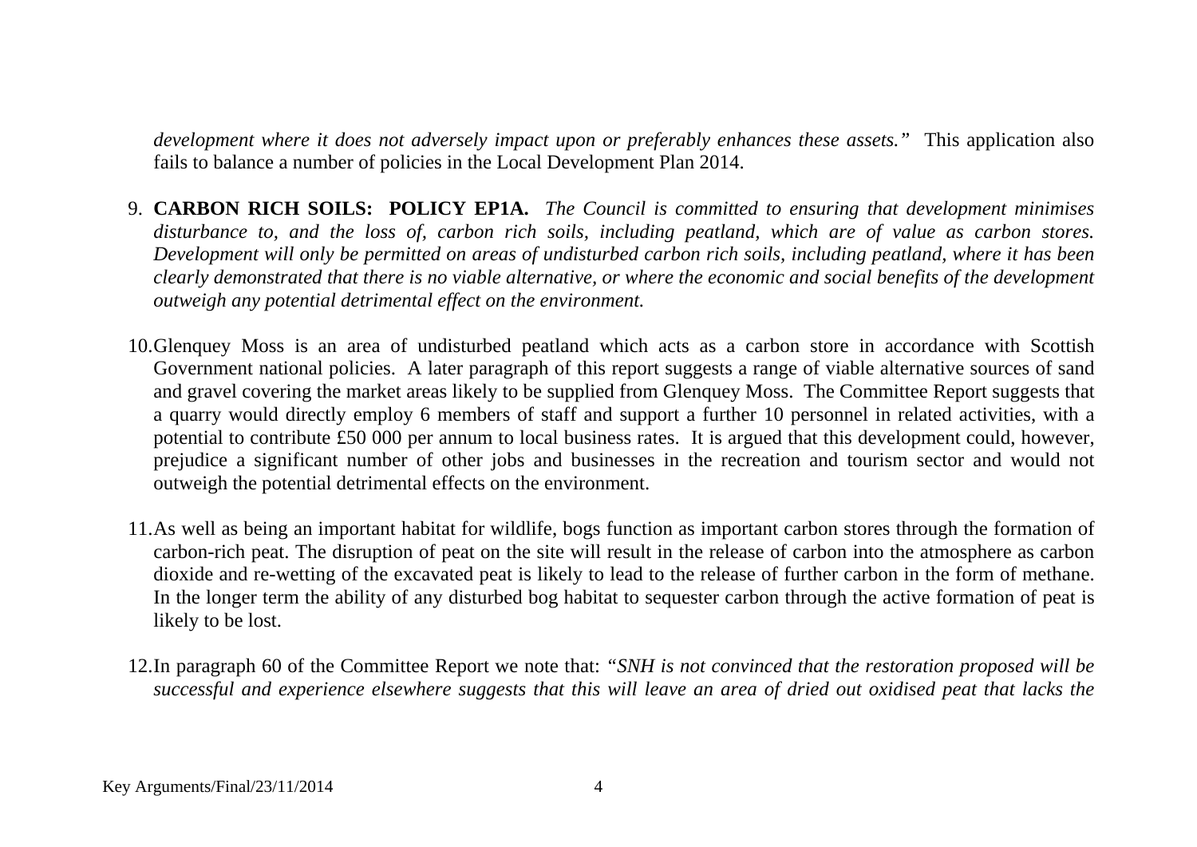*development where it does not adversely impact upon or preferably enhances these assets."* This application also fails to balance a number of policies in the Local Development Plan 2014.

9. **CARBON RICH SOILS: POLICY EP1A.** *The Council is committed to ensuring that development minimises disturbance to, and the loss of, carbon rich soils, including peatland, which are of value as carbon stores. Development will only be permitted on areas of undisturbed carbon rich soils, including peatland, where it has been clearly demonstrated that there is no viable alternative, or where the economic and social benefits of the development outweigh any potential detrimental effect on the environment.*

10. Glenquey Moss is an area of undisturbed peatland which acts as a carbon store in accordance with Scottish Government national policies. A later paragraph of this report suggests a range of viable alternative sources of sand and gravel covering the market areas likely to be supplied from Glenquey Moss. The Committee Report suggests that a quarry would directly employ 6 members of staff and support a further 10 personnel in related activities, with a potential to contribute £50 000 per annum to local business rates. It is argued that this development could, however, prejudice a significant number of other jobs and businesses in the recreation and tourism sector and would not outweigh the potential detrimental effects on the environment.

11. As well as being an important habitat for wildlife, bogs function as important carbon stores through the formation of carbon-rich peat. The disruption of peat on the site will result in the release of carbon into the atmosphere as carbon dioxide and re-wetting of the excavated peat is likely to lead to the release of further carbon in the form of methane. In the longer term the ability of any disturbed bog habitat to sequester carbon through the active formation of peat is likely to be lost.

12. In paragraph 60 of the Committee Report we note that: *"SNH is not convinced that the restoration proposed will be successful and experience elsewhere suggests that this will leave an area of dried out oxidised peat that lacks the*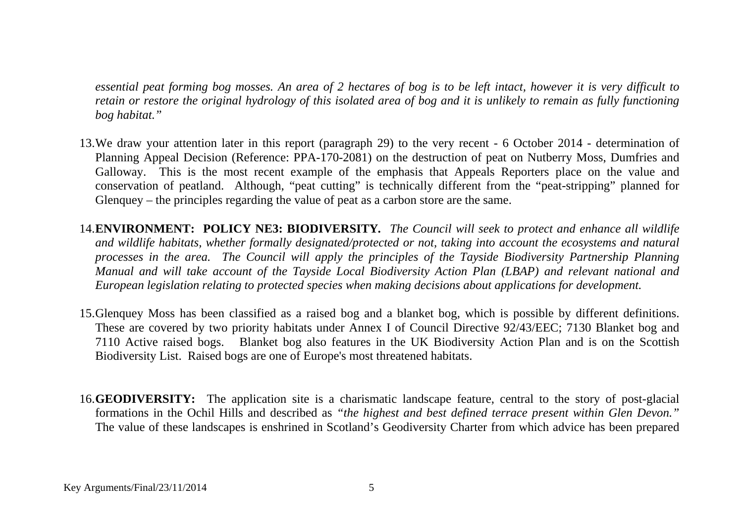*essential peat forming bog mosses. An area of 2 hectares of bog is to be left intact, however it is very difficult to retain or restore the original hydrology of this isolated area of bog and it is unlikely to remain as fully functioning bog habitat."*

13. We draw your attention later in this report (paragraph 29) to the very recent - 6 October 2014 - determination of Planning Appeal Decision (Reference: PPA-170-2081) on the destruction of peat on Nutberry Moss, Dumfries and Galloway. This is the most recent example of the emphasis that Appeals Reporters place on the value and conservation of peatland. Although, "peat cutting" is technically different from the "peat-stripping" planned for Glenquey – the principles regarding the value of peat as a carbon store are the same.

14. **ENVIRONMENT: POLICY NE3: BIODIVERSITY.** *The Council will seek to protect and enhance all wildlife and wildlife habitats, whether formally designated/protected or not, taking into account the ecosystems and natural processes in the area. The Council will apply the principles of the Tayside Biodiversity Partnership Planning Manual and will take account of the Tayside Local Biodiversity Action Plan (LBAP) and relevant national and European legislation relating to protected species when making decisions about applications for development.*

15. Glenquey Moss has been classified as a raised bog and a blanket bog, which is possible by different definitions. These are covered by two priority habitats under Annex I of Council Directive 92/43/EEC; 7130 Blanket bog and 7110 Active raised bogs. Blanket bog also features in the UK Biodiversity Action Plan and is on the Scottish Biodiversity List. Raised bogs are one of Europe's most threatened habitats.

16. **GEODIVERSITY:** The application site is a charismatic landscape feature, central to the story of post-glacial formations in the Ochil Hills and described as *"the highest and best defined terrace present within Glen Devon."* The value of these landscapes is enshrined in Scotland's Geodiversity Charter from which advice has been prepared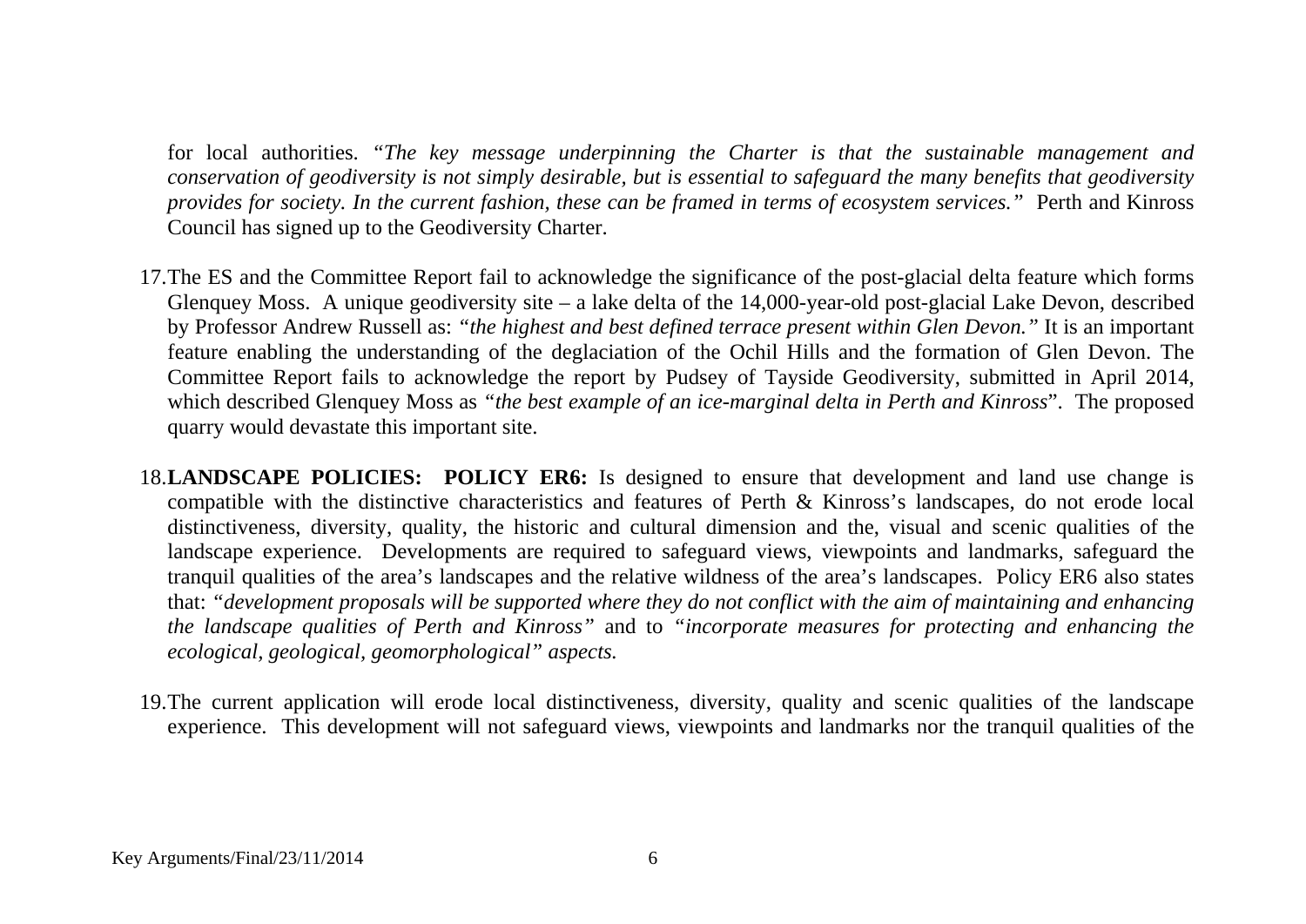for local authorities. *"The key message underpinning the Charter is that the sustainable management and conservation of geodiversity is not simply desirable, but is essential to safeguard the many benefits that geodiversity provides for society. In the current fashion, these can be framed in terms of ecosystem services."* Perth and Kinross Council has signed up to the Geodiversity Charter.

17. The ES and the Committee Report fail to acknowledge the significance of the post-glacial delta feature which forms Glenquey Moss. A unique geodiversity site – a lake delta of the 14,000-year-old post-glacial Lake Devon, described by Professor Andrew Russell as: *"the highest and best defined terrace present within Glen Devon."* It is an important feature enabling the understanding of the deglaciation of the Ochil Hills and the formation of Glen Devon. The Committee Report fails to acknowledge the report by Pudsey of Tayside Geodiversity, submitted in April 2014, which described Glenquey Moss as *"the best example of an ice-marginal delta in Perth and Kinross*". The proposed quarry would devastate this important site.

18. **LANDSCAPE POLICIES: POLICY ER6:** Is designed to ensure that development and land use change is compatible with the distinctive characteristics and features of Perth & Kinross's landscapes, do not erode local distinctiveness, diversity, quality, the historic and cultural dimension and the, visual and scenic qualities of the landscape experience. Developments are required to safeguard views, viewpoints and landmarks, safeguard the tranquil qualities of the area's landscapes and the relative wildness of the area's landscapes. Policy ER6 also states that: *"development proposals will be supported where they do not conflict with the aim of maintaining and enhancing the landscape qualities of Perth and Kinross"* and to *"incorporate measures for protecting and enhancing the ecological, geological, geomorphological" aspects.*

19. The current application will erode local distinctiveness, diversity, quality and scenic qualities of the landscape experience. This development will not safeguard views, viewpoints and landmarks nor the tranquil qualities of the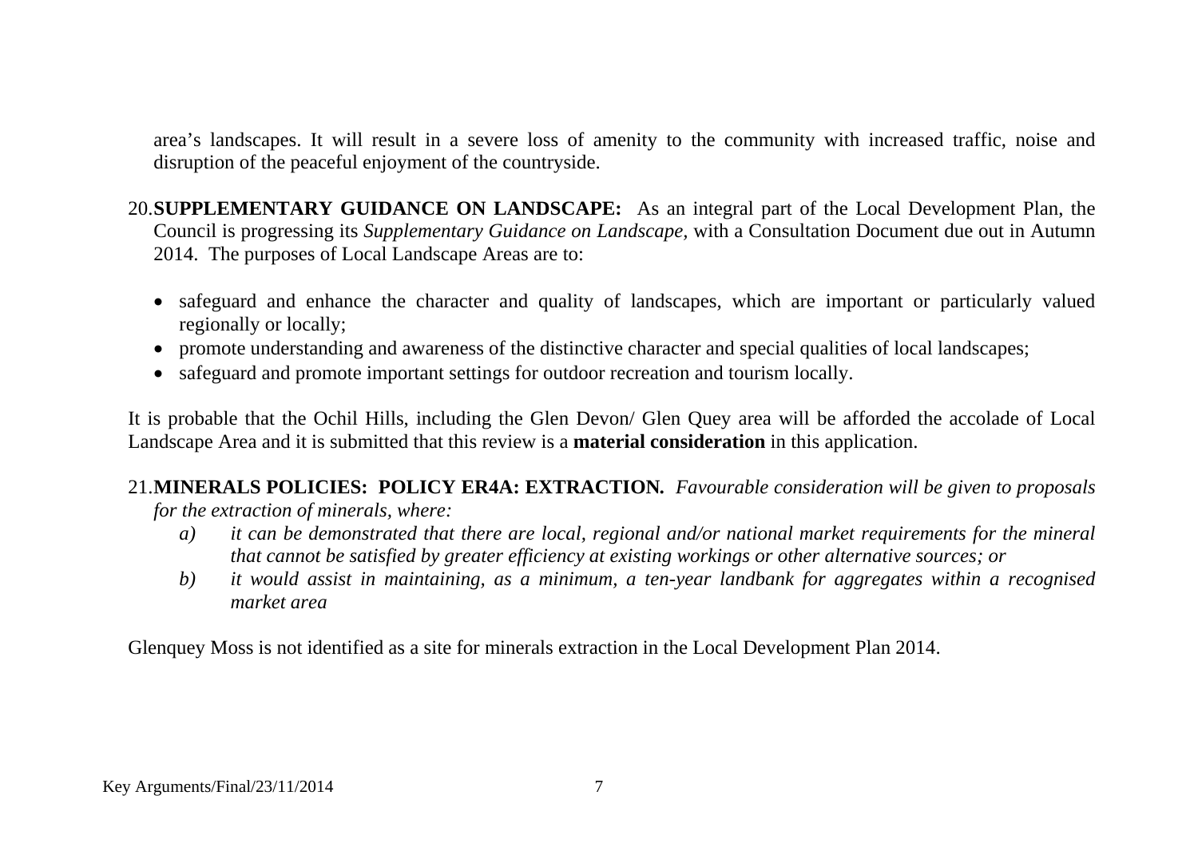area's landscapes. It will result in a severe loss of amenity to the community with increased traffic, noise and disruption of the peaceful enjoyment of the countryside.

20. **SUPPLEMENTARY GUIDANCE ON LANDSCAPE:** As an integral part of the Local Development Plan, the Council is progressing its *Supplementary Guidance on Landscape,* with a Consultation Document due out in Autumn 2014. The purposes of Local Landscape Areas are to:

    - safeguard and enhance the character and quality of landscapes, which are important or particularly valued regionally or locally;
    - promote understanding and awareness of the distinctive character and special qualities of local landscapes;
    - safeguard and promote important settings for outdoor recreation and tourism locally.

    It is probable that the Ochil Hills, including the Glen Devon/ Glen Quey area will be afforded the accolade of Local Landscape Area and it is submitted that this review is a **material consideration** in this application.

21. **MINERALS POLICIES: POLICY ER4A: EXTRACTION.** *Favourable consideration will be given to proposals for the extraction of minerals, where:*

    *a) it can be demonstrated that there are local, regional and/or national market requirements for the mineral that cannot be satisfied by greater efficiency at existing workings or other alternative sources; or*

    *b) it would assist in maintaining, as a minimum, a ten-year landbank for aggregates within a recognised market area*

    Glenquey Moss is not identified as a site for minerals extraction in the Local Development Plan 2014.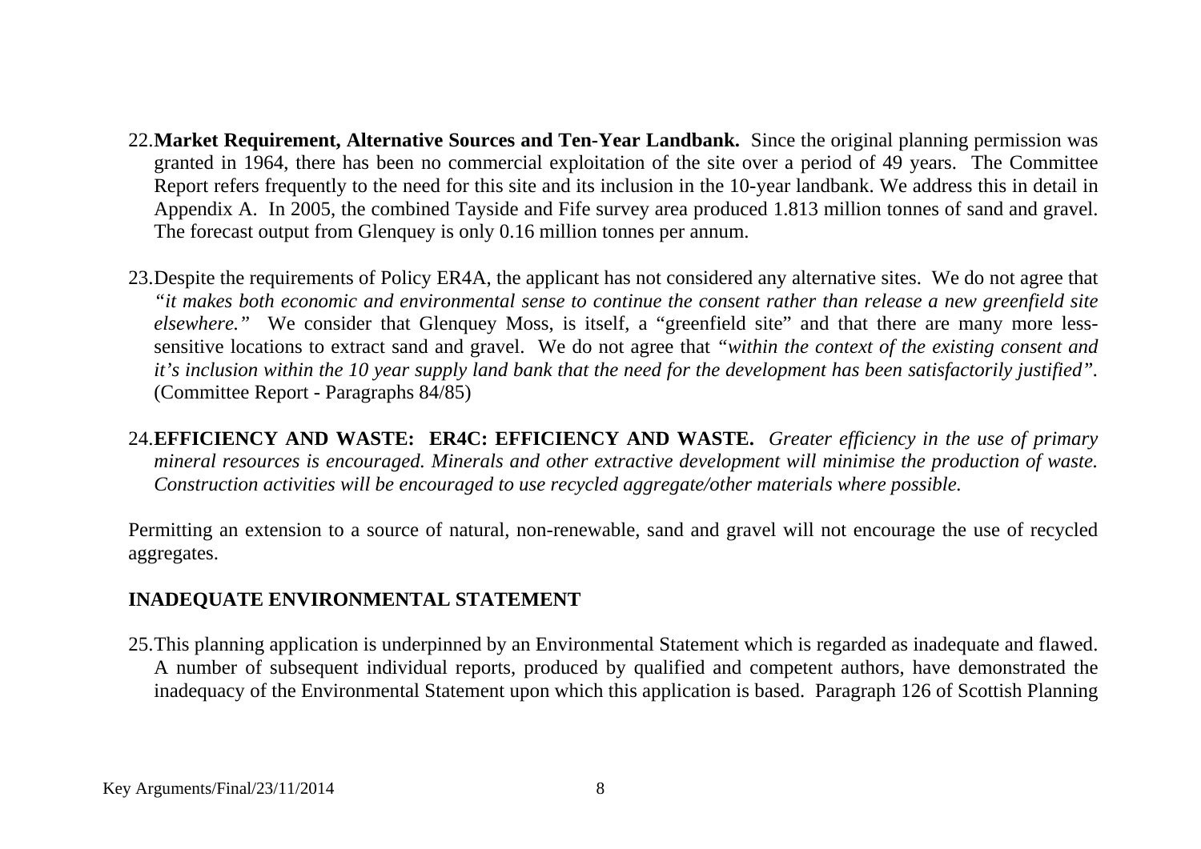22. **Market Requirement, Alternative Sources and Ten-Year Landbank.** Since the original planning permission was granted in 1964, there has been no commercial exploitation of the site over a period of 49 years. The Committee Report refers frequently to the need for this site and its inclusion in the 10-year landbank. We address this in detail in Appendix A. In 2005, the combined Tayside and Fife survey area produced 1.813 million tonnes of sand and gravel. The forecast output from Glenquey is only 0.16 million tonnes per annum.

23. Despite the requirements of Policy ER4A, the applicant has not considered any alternative sites. We do not agree that *"it makes both economic and environmental sense to continue the consent rather than release a new greenfield site elsewhere."* We consider that Glenquey Moss, is itself, a "greenfield site" and that there are many more less-sensitive locations to extract sand and gravel. We do not agree that *"within the context of the existing consent and it's inclusion within the 10 year supply land bank that the need for the development has been satisfactorily justified".* (Committee Report - Paragraphs 84/85)

24. **EFFICIENCY AND WASTE: ER4C: EFFICIENCY AND WASTE.** *Greater efficiency in the use of primary mineral resources is encouraged. Minerals and other extractive development will minimise the production of waste. Construction activities will be encouraged to use recycled aggregate/other materials where possible.*

Permitting an extension to a source of natural, non-renewable, sand and gravel will not encourage the use of recycled aggregates.

## INADEQUATE ENVIRONMENTAL STATEMENT

25. This planning application is underpinned by an Environmental Statement which is regarded as inadequate and flawed. A number of subsequent individual reports, produced by qualified and competent authors, have demonstrated the inadequacy of the Environmental Statement upon which this application is based. Paragraph 126 of Scottish Planning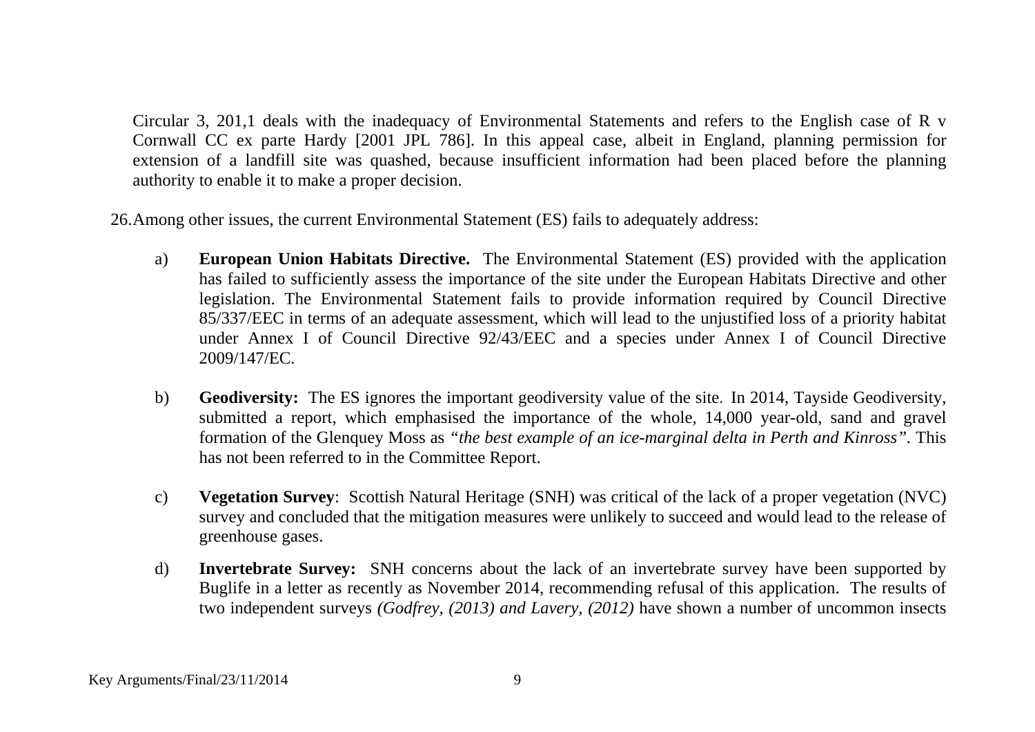Circular 3, 201,1 deals with the inadequacy of Environmental Statements and refers to the English case of R v Cornwall CC ex parte Hardy [2001 JPL 786]. In this appeal case, albeit in England, planning permission for extension of a landfill site was quashed, because insufficient information had been placed before the planning authority to enable it to make a proper decision.

26. Among other issues, the current Environmental Statement (ES) fails to adequately address:

a) **European Union Habitats Directive.** The Environmental Statement (ES) provided with the application has failed to sufficiently assess the importance of the site under the European Habitats Directive and other legislation. The Environmental Statement fails to provide information required by Council Directive 85/337/EEC in terms of an adequate assessment, which will lead to the unjustified loss of a priority habitat under Annex I of Council Directive 92/43/EEC and a species under Annex I of Council Directive 2009/147/EC.

b) **Geodiversity:** The ES ignores the important geodiversity value of the site. In 2014, Tayside Geodiversity, submitted a report, which emphasised the importance of the whole, 14,000 year-old, sand and gravel formation of the Glenquey Moss as *"the best example of an ice-marginal delta in Perth and Kinross"*. This has not been referred to in the Committee Report.

c) **Vegetation Survey**: Scottish Natural Heritage (SNH) was critical of the lack of a proper vegetation (NVC) survey and concluded that the mitigation measures were unlikely to succeed and would lead to the release of greenhouse gases.

d) **Invertebrate Survey:** SNH concerns about the lack of an invertebrate survey have been supported by Buglife in a letter as recently as November 2014, recommending refusal of this application. The results of two independent surveys *(Godfrey, (2013) and Lavery, (2012)* have shown a number of uncommon insects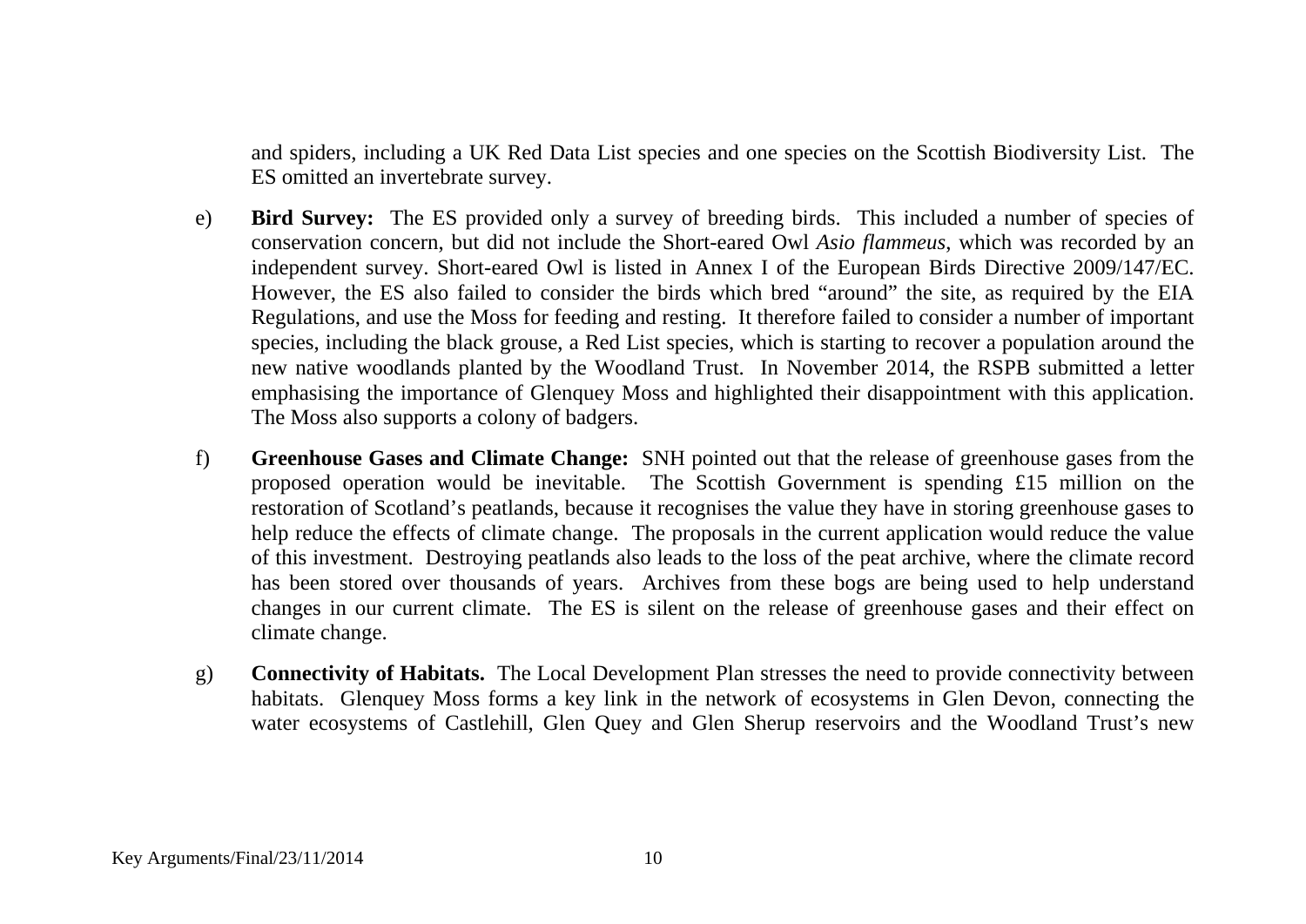and spiders, including a UK Red Data List species and one species on the Scottish Biodiversity List. The ES omitted an invertebrate survey.

e) **Bird Survey:** The ES provided only a survey of breeding birds. This included a number of species of conservation concern, but did not include the Short-eared Owl *Asio flammeus*, which was recorded by an independent survey. Short-eared Owl is listed in Annex I of the European Birds Directive 2009/147/EC. However, the ES also failed to consider the birds which bred "around" the site, as required by the EIA Regulations, and use the Moss for feeding and resting. It therefore failed to consider a number of important species, including the black grouse, a Red List species, which is starting to recover a population around the new native woodlands planted by the Woodland Trust. In November 2014, the RSPB submitted a letter emphasising the importance of Glenquey Moss and highlighted their disappointment with this application. The Moss also supports a colony of badgers.

f) **Greenhouse Gases and Climate Change:** SNH pointed out that the release of greenhouse gases from the proposed operation would be inevitable. The Scottish Government is spending £15 million on the restoration of Scotland's peatlands, because it recognises the value they have in storing greenhouse gases to help reduce the effects of climate change. The proposals in the current application would reduce the value of this investment. Destroying peatlands also leads to the loss of the peat archive, where the climate record has been stored over thousands of years. Archives from these bogs are being used to help understand changes in our current climate. The ES is silent on the release of greenhouse gases and their effect on climate change.

g) **Connectivity of Habitats.** The Local Development Plan stresses the need to provide connectivity between habitats. Glenquey Moss forms a key link in the network of ecosystems in Glen Devon, connecting the water ecosystems of Castlehill, Glen Quey and Glen Sherup reservoirs and the Woodland Trust's new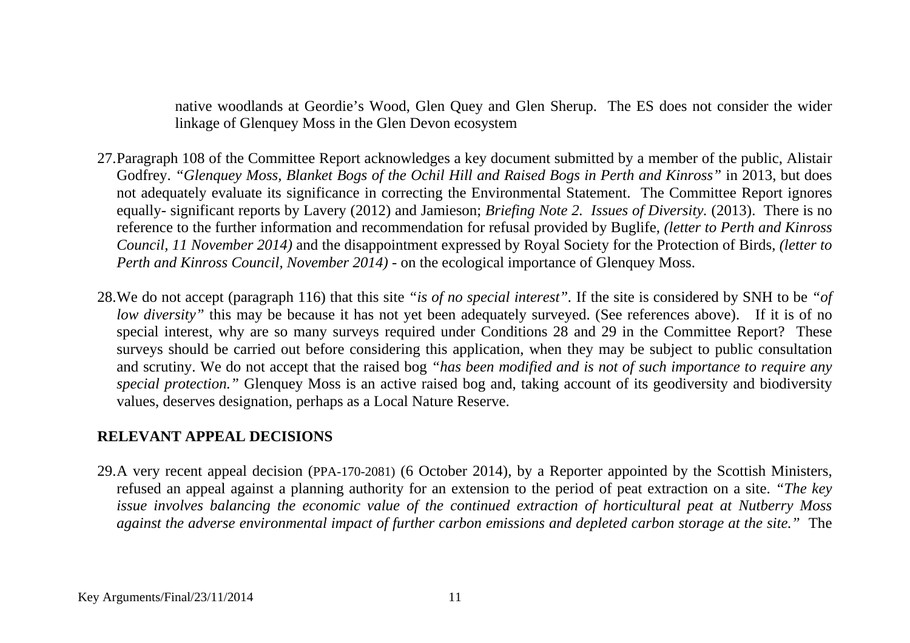native woodlands at Geordie's Wood, Glen Quey and Glen Sherup. The ES does not consider the wider linkage of Glenquey Moss in the Glen Devon ecosystem

27. Paragraph 108 of the Committee Report acknowledges a key document submitted by a member of the public, Alistair Godfrey. *"Glenquey Moss, Blanket Bogs of the Ochil Hill and Raised Bogs in Perth and Kinross"* in 2013, but does not adequately evaluate its significance in correcting the Environmental Statement. The Committee Report ignores equally- significant reports by Lavery (2012) and Jamieson; *Briefing Note 2. Issues of Diversity.* (2013). There is no reference to the further information and recommendation for refusal provided by Buglife, *(letter to Perth and Kinross Council, 11 November 2014)* and the disappointment expressed by Royal Society for the Protection of Birds, *(letter to Perth and Kinross Council, November 2014)* - on the ecological importance of Glenquey Moss.

28. We do not accept (paragraph 116) that this site *"is of no special interest"*. If the site is considered by SNH to be *"of low diversity"* this may be because it has not yet been adequately surveyed. (See references above). If it is of no special interest, why are so many surveys required under Conditions 28 and 29 in the Committee Report? These surveys should be carried out before considering this application, when they may be subject to public consultation and scrutiny. We do not accept that the raised bog *"has been modified and is not of such importance to require any special protection."* Glenquey Moss is an active raised bog and, taking account of its geodiversity and biodiversity values, deserves designation, perhaps as a Local Nature Reserve.

## RELEVANT APPEAL DECISIONS

29. A very recent appeal decision (PPA-170-2081) (6 October 2014), by a Reporter appointed by the Scottish Ministers, refused an appeal against a planning authority for an extension to the period of peat extraction on a site. *"The key issue involves balancing the economic value of the continued extraction of horticultural peat at Nutberry Moss against the adverse environmental impact of further carbon emissions and depleted carbon storage at the site."* The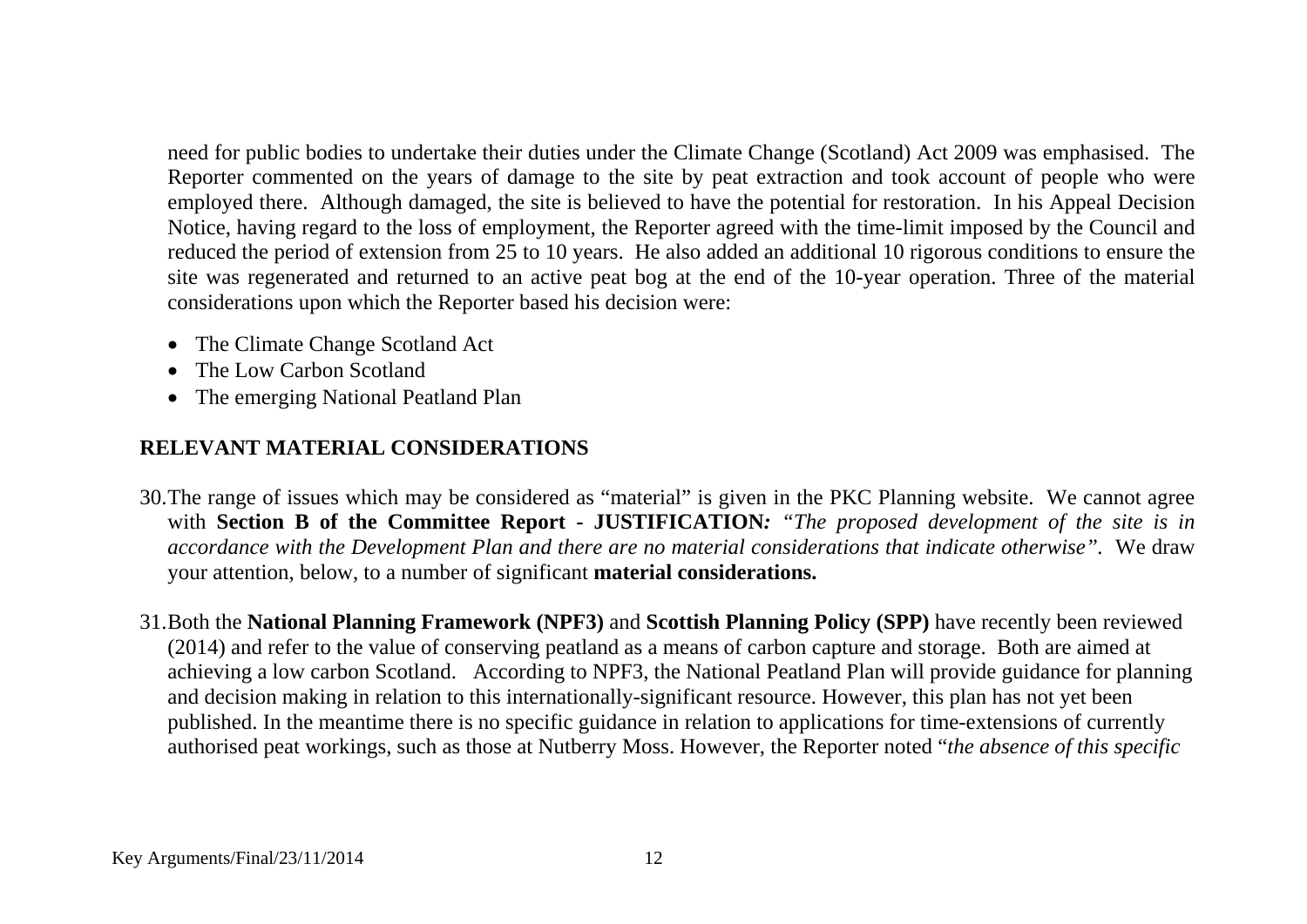need for public bodies to undertake their duties under the Climate Change (Scotland) Act 2009 was emphasised. The Reporter commented on the years of damage to the site by peat extraction and took account of people who were employed there. Although damaged, the site is believed to have the potential for restoration. In his Appeal Decision Notice, having regard to the loss of employment, the Reporter agreed with the time-limit imposed by the Council and reduced the period of extension from 25 to 10 years. He also added an additional 10 rigorous conditions to ensure the site was regenerated and returned to an active peat bog at the end of the 10-year operation. Three of the material considerations upon which the Reporter based his decision were:

- The Climate Change Scotland Act
- The Low Carbon Scotland
- The emerging National Peatland Plan

## RELEVANT MATERIAL CONSIDERATIONS

30. The range of issues which may be considered as "material" is given in the PKC Planning website. We cannot agree with **Section B of the Committee Report - JUSTIFICATION***:* "*The proposed development of the site is in accordance with the Development Plan and there are no material considerations that indicate otherwise*". We draw your attention, below, to a number of significant **material considerations.**

31. Both the **National Planning Framework (NPF3)** and **Scottish Planning Policy (SPP)** have recently been reviewed (2014) and refer to the value of conserving peatland as a means of carbon capture and storage. Both are aimed at achieving a low carbon Scotland. According to NPF3, the National Peatland Plan will provide guidance for planning and decision making in relation to this internationally-significant resource. However, this plan has not yet been published. In the meantime there is no specific guidance in relation to applications for time-extensions of currently authorised peat workings, such as those at Nutberry Moss. However, the Reporter noted "*the absence of this specific*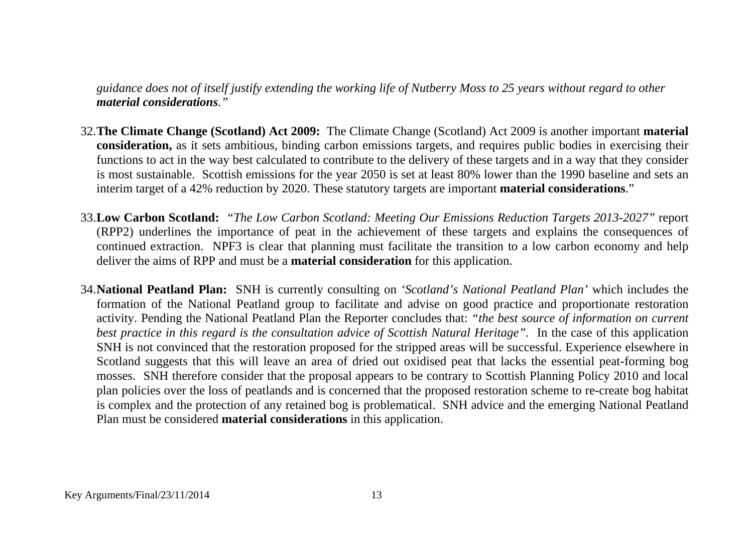*guidance does not of itself justify extending the working life of Nutberry Moss to 25 years without regard to other **material considerations**."*

32. **The Climate Change (Scotland) Act 2009:** The Climate Change (Scotland) Act 2009 is another important **material consideration,** as it sets ambitious, binding carbon emissions targets, and requires public bodies in exercising their functions to act in the way best calculated to contribute to the delivery of these targets and in a way that they consider is most sustainable. Scottish emissions for the year 2050 is set at least 80% lower than the 1990 baseline and sets an interim target of a 42% reduction by 2020. These statutory targets are important **material considerations**."

33. **Low Carbon Scotland:** *"The Low Carbon Scotland: Meeting Our Emissions Reduction Targets 2013-2027"* report (RPP2) underlines the importance of peat in the achievement of these targets and explains the consequences of continued extraction. NPF3 is clear that planning must facilitate the transition to a low carbon economy and help deliver the aims of RPP and must be a **material consideration** for this application.

34. **National Peatland Plan:** SNH is currently consulting on *'Scotland's National Peatland Plan'* which includes the formation of the National Peatland group to facilitate and advise on good practice and proportionate restoration activity. Pending the National Peatland Plan the Reporter concludes that: *"the best source of information on current best practice in this regard is the consultation advice of Scottish Natural Heritage"*. In the case of this application SNH is not convinced that the restoration proposed for the stripped areas will be successful. Experience elsewhere in Scotland suggests that this will leave an area of dried out oxidised peat that lacks the essential peat-forming bog mosses. SNH therefore consider that the proposal appears to be contrary to Scottish Planning Policy 2010 and local plan policies over the loss of peatlands and is concerned that the proposed restoration scheme to re-create bog habitat is complex and the protection of any retained bog is problematical. SNH advice and the emerging National Peatland Plan must be considered **material considerations** in this application.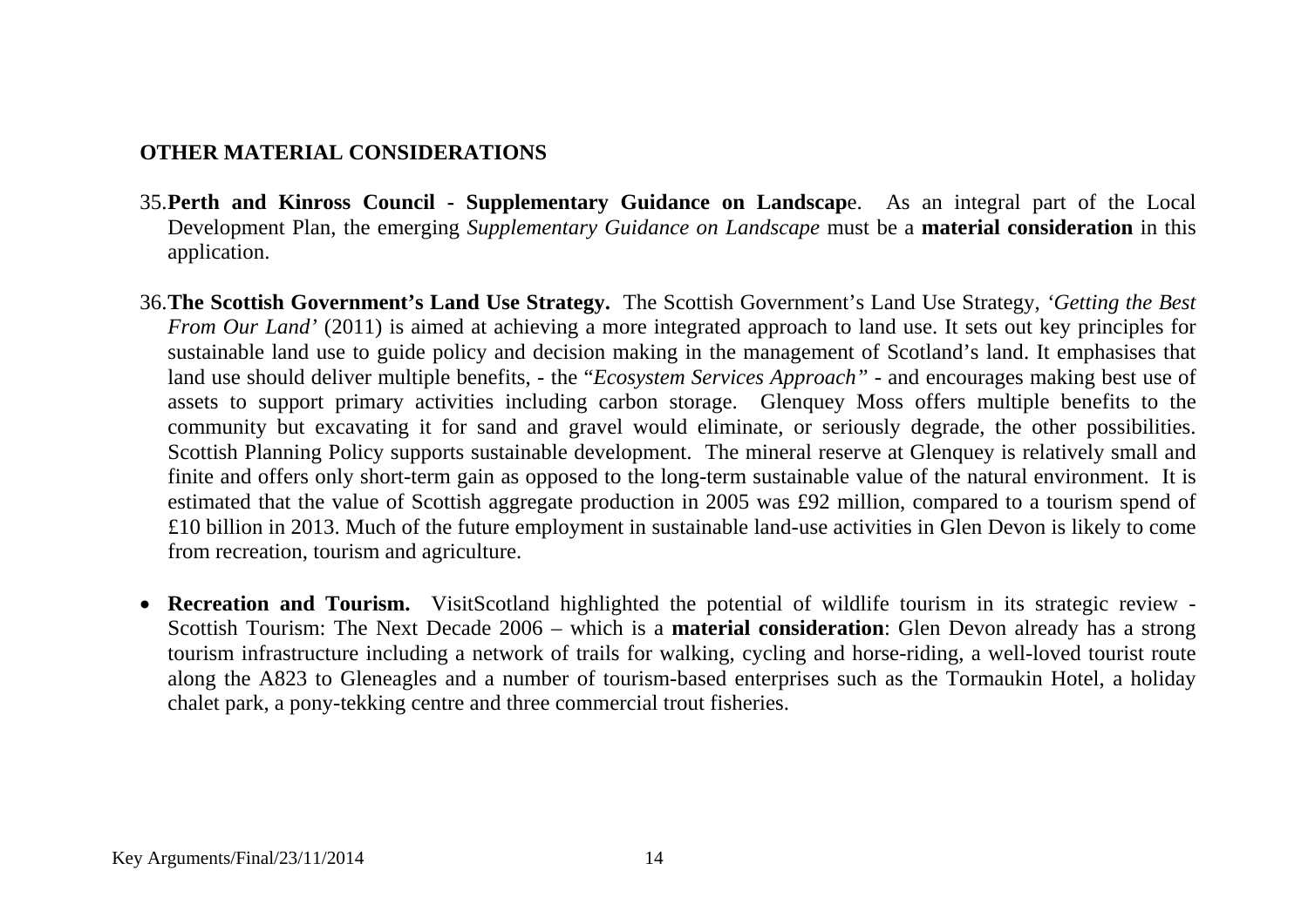## OTHER MATERIAL CONSIDERATIONS

35.**Perth and Kinross Council - Supplementary Guidance on Landscap**e. As an integral part of the Local Development Plan, the emerging *Supplementary Guidance on Landscape* must be a **material consideration** in this application.

36.**The Scottish Government's Land Use Strategy.** The Scottish Government's Land Use Strategy, *'Getting the Best From Our Land'* (2011) is aimed at achieving a more integrated approach to land use. It sets out key principles for sustainable land use to guide policy and decision making in the management of Scotland's land. It emphasises that land use should deliver multiple benefits, - the "*Ecosystem Services Approach*" - and encourages making best use of assets to support primary activities including carbon storage. Glenquey Moss offers multiple benefits to the community but excavating it for sand and gravel would eliminate, or seriously degrade, the other possibilities. Scottish Planning Policy supports sustainable development. The mineral reserve at Glenquey is relatively small and finite and offers only short-term gain as opposed to the long-term sustainable value of the natural environment. It is estimated that the value of Scottish aggregate production in 2005 was £92 million, compared to a tourism spend of £10 billion in 2013. Much of the future employment in sustainable land-use activities in Glen Devon is likely to come from recreation, tourism and agriculture.

- **Recreation and Tourism.** VisitScotland highlighted the potential of wildlife tourism in its strategic review - Scottish Tourism: The Next Decade 2006 – which is a **material consideration**: Glen Devon already has a strong tourism infrastructure including a network of trails for walking, cycling and horse-riding, a well-loved tourist route along the A823 to Gleneagles and a number of tourism-based enterprises such as the Tormaukin Hotel, a holiday chalet park, a pony-tekking centre and three commercial trout fisheries.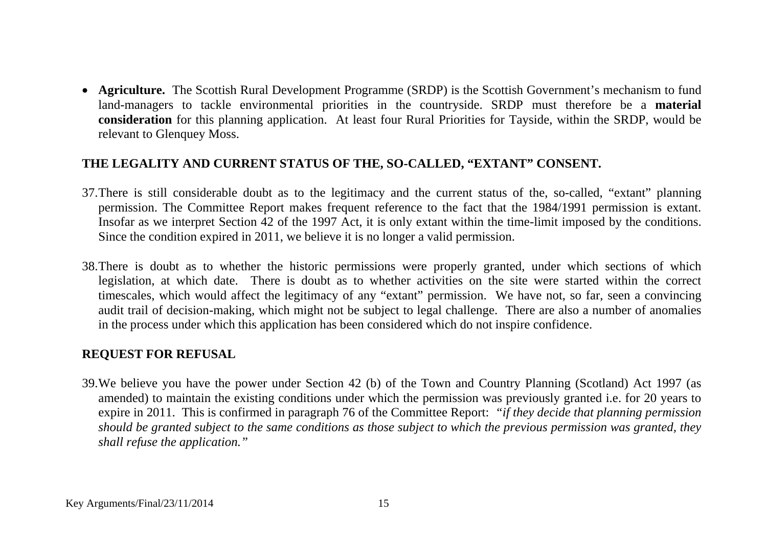- **Agriculture.** The Scottish Rural Development Programme (SRDP) is the Scottish Government's mechanism to fund land-managers to tackle environmental priorities in the countryside. SRDP must therefore be a **material consideration** for this planning application. At least four Rural Priorities for Tayside, within the SRDP, would be relevant to Glenquey Moss.

## THE LEGALITY AND CURRENT STATUS OF THE, SO-CALLED, "EXTANT" CONSENT.

37. There is still considerable doubt as to the legitimacy and the current status of the, so-called, "extant" planning permission. The Committee Report makes frequent reference to the fact that the 1984/1991 permission is extant. Insofar as we interpret Section 42 of the 1997 Act, it is only extant within the time-limit imposed by the conditions. Since the condition expired in 2011, we believe it is no longer a valid permission.

38. There is doubt as to whether the historic permissions were properly granted, under which sections of which legislation, at which date. There is doubt as to whether activities on the site were started within the correct timescales, which would affect the legitimacy of any "extant" permission. We have not, so far, seen a convincing audit trail of decision-making, which might not be subject to legal challenge. There are also a number of anomalies in the process under which this application has been considered which do not inspire confidence.

## REQUEST FOR REFUSAL

39. We believe you have the power under Section 42 (b) of the Town and Country Planning (Scotland) Act 1997 (as amended) to maintain the existing conditions under which the permission was previously granted i.e. for 20 years to expire in 2011. This is confirmed in paragraph 76 of the Committee Report: *"if they decide that planning permission should be granted subject to the same conditions as those subject to which the previous permission was granted, they shall refuse the application."*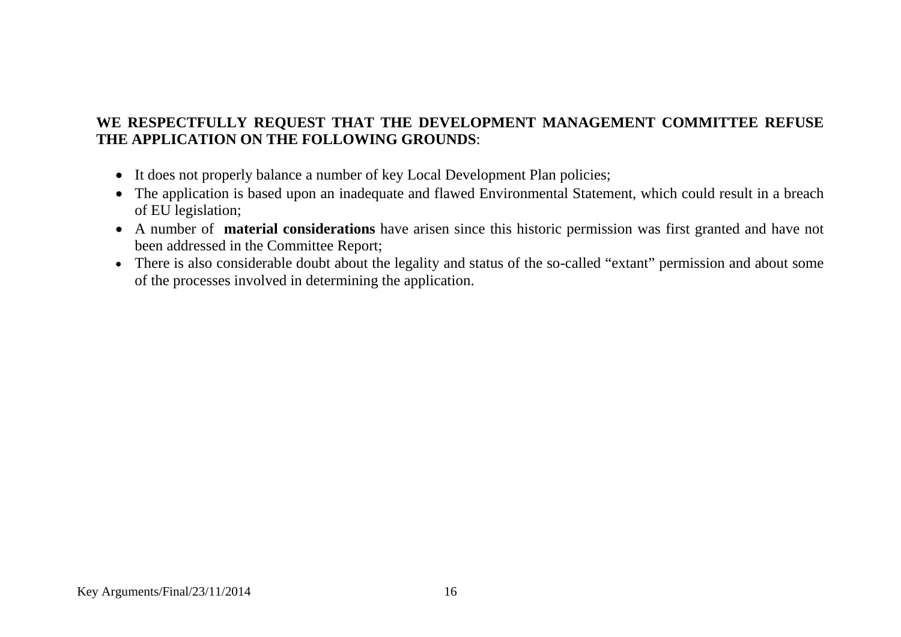**WE RESPECTFULLY REQUEST THAT THE DEVELOPMENT MANAGEMENT COMMITTEE REFUSE THE APPLICATION ON THE FOLLOWING GROUNDS**:

- It does not properly balance a number of key Local Development Plan policies;
- The application is based upon an inadequate and flawed Environmental Statement, which could result in a breach of EU legislation;
- A number of **material considerations** have arisen since this historic permission was first granted and have not been addressed in the Committee Report;
- There is also considerable doubt about the legality and status of the so-called "extant" permission and about some of the processes involved in determining the application.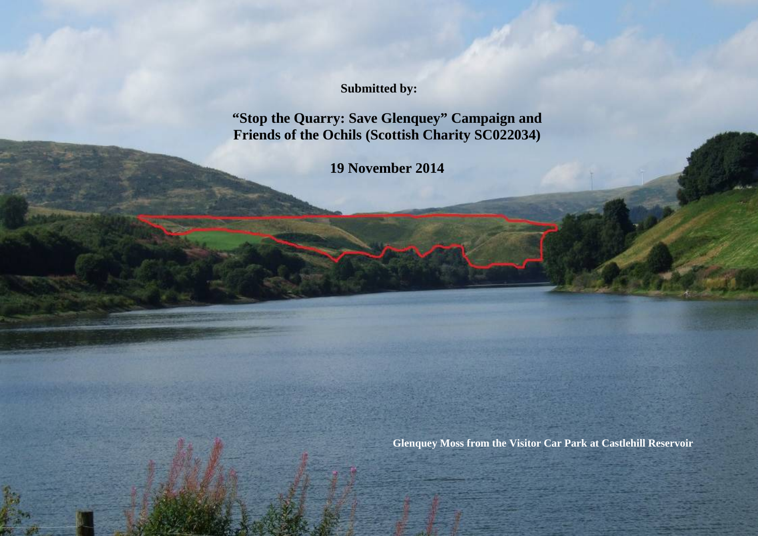**Submitted by:**

**"Stop the Quarry: Save Glenquey" Campaign and Friends of the Ochils (Scottish Charity SC022034)**

**19 November 2014**

**Glenquey Moss from the Visitor Car Park at Castlehill Reservoir**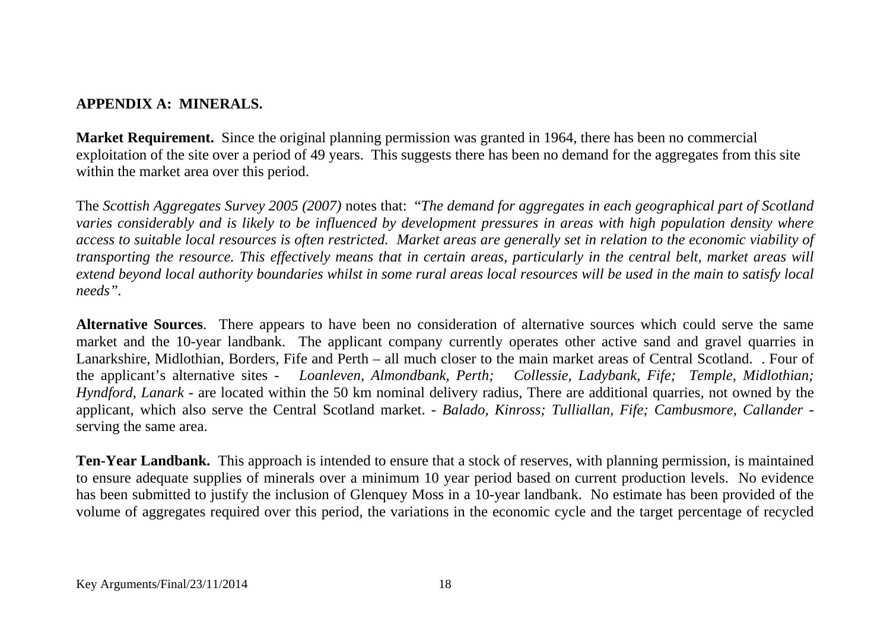**APPENDIX A: MINERALS.**

**Market Requirement.** Since the original planning permission was granted in 1964, there has been no commercial exploitation of the site over a period of 49 years. This suggests there has been no demand for the aggregates from this site within the market area over this period.

The *Scottish Aggregates Survey 2005 (2007)* notes that: "*The demand for aggregates in each geographical part of Scotland varies considerably and is likely to be influenced by development pressures in areas with high population density where access to suitable local resources is often restricted. Market areas are generally set in relation to the economic viability of transporting the resource. This effectively means that in certain areas, particularly in the central belt, market areas will extend beyond local authority boundaries whilst in some rural areas local resources will be used in the main to satisfy local needs*".

**Alternative Sources**. There appears to have been no consideration of alternative sources which could serve the same market and the 10-year landbank. The applicant company currently operates other active sand and gravel quarries in Lanarkshire, Midlothian, Borders, Fife and Perth – all much closer to the main market areas of Central Scotland. . Four of the applicant's alternative sites - *Loanleven, Almondbank, Perth; Collessie, Ladybank, Fife; Temple, Midlothian; Hyndford, Lanark* - are located within the 50 km nominal delivery radius, There are additional quarries, not owned by the applicant, which also serve the Central Scotland market. - *Balado, Kinross; Tulliallan, Fife; Cambusmore, Callander* - serving the same area.

**Ten-Year Landbank.** This approach is intended to ensure that a stock of reserves, with planning permission, is maintained to ensure adequate supplies of minerals over a minimum 10 year period based on current production levels. No evidence has been submitted to justify the inclusion of Glenquey Moss in a 10-year landbank. No estimate has been provided of the volume of aggregates required over this period, the variations in the economic cycle and the target percentage of recycled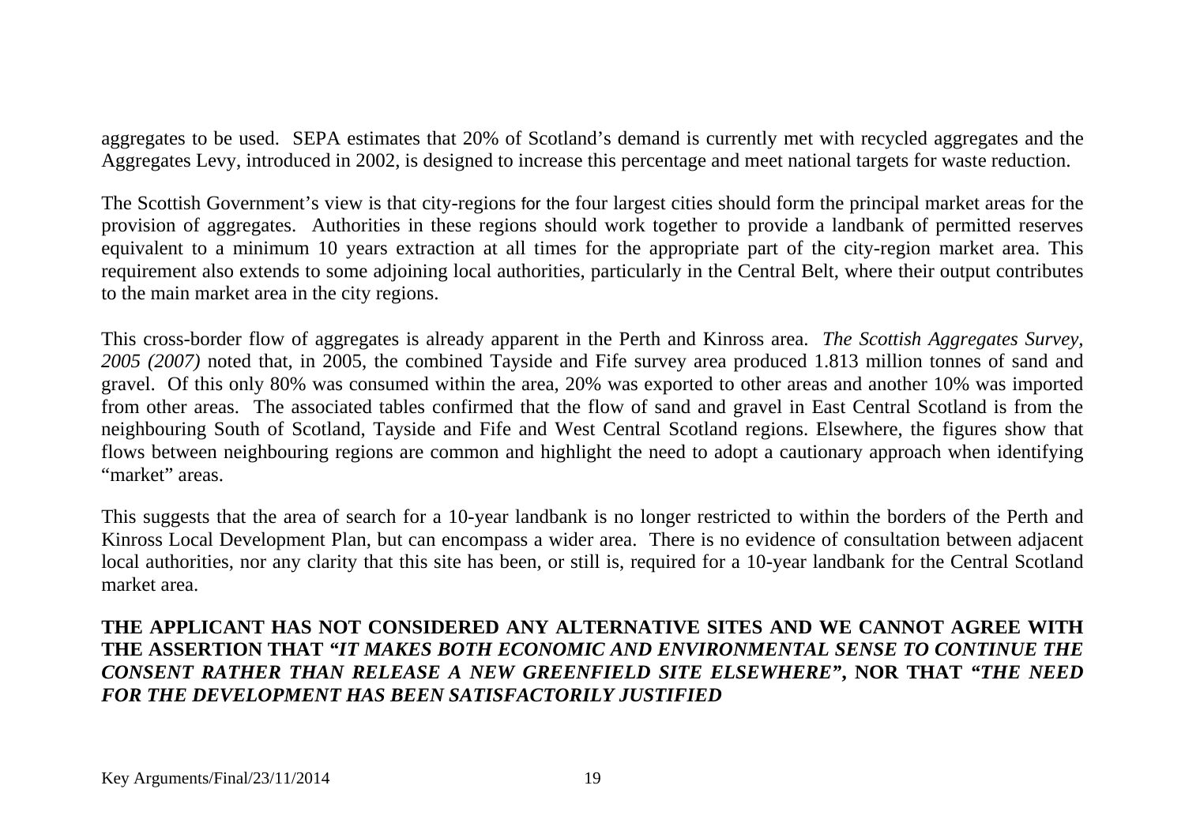aggregates to be used. SEPA estimates that 20% of Scotland's demand is currently met with recycled aggregates and the Aggregates Levy, introduced in 2002, is designed to increase this percentage and meet national targets for waste reduction.

The Scottish Government's view is that city-regions for the four largest cities should form the principal market areas for the provision of aggregates. Authorities in these regions should work together to provide a landbank of permitted reserves equivalent to a minimum 10 years extraction at all times for the appropriate part of the city-region market area. This requirement also extends to some adjoining local authorities, particularly in the Central Belt, where their output contributes to the main market area in the city regions.

This cross-border flow of aggregates is already apparent in the Perth and Kinross area. *The Scottish Aggregates Survey, 2005 (2007)* noted that, in 2005, the combined Tayside and Fife survey area produced 1.813 million tonnes of sand and gravel. Of this only 80% was consumed within the area, 20% was exported to other areas and another 10% was imported from other areas. The associated tables confirmed that the flow of sand and gravel in East Central Scotland is from the neighbouring South of Scotland, Tayside and Fife and West Central Scotland regions. Elsewhere, the figures show that flows between neighbouring regions are common and highlight the need to adopt a cautionary approach when identifying "market" areas.

This suggests that the area of search for a 10-year landbank is no longer restricted to within the borders of the Perth and Kinross Local Development Plan, but can encompass a wider area. There is no evidence of consultation between adjacent local authorities, nor any clarity that this site has been, or still is, required for a 10-year landbank for the Central Scotland market area.

**THE APPLICANT HAS NOT CONSIDERED ANY ALTERNATIVE SITES AND WE CANNOT AGREE WITH THE ASSERTION THAT *"IT MAKES BOTH ECONOMIC AND ENVIRONMENTAL SENSE TO CONTINUE THE CONSENT RATHER THAN RELEASE A NEW GREENFIELD SITE ELSEWHERE"*, NOR THAT *"THE NEED FOR THE DEVELOPMENT HAS BEEN SATISFACTORILY JUSTIFIED***